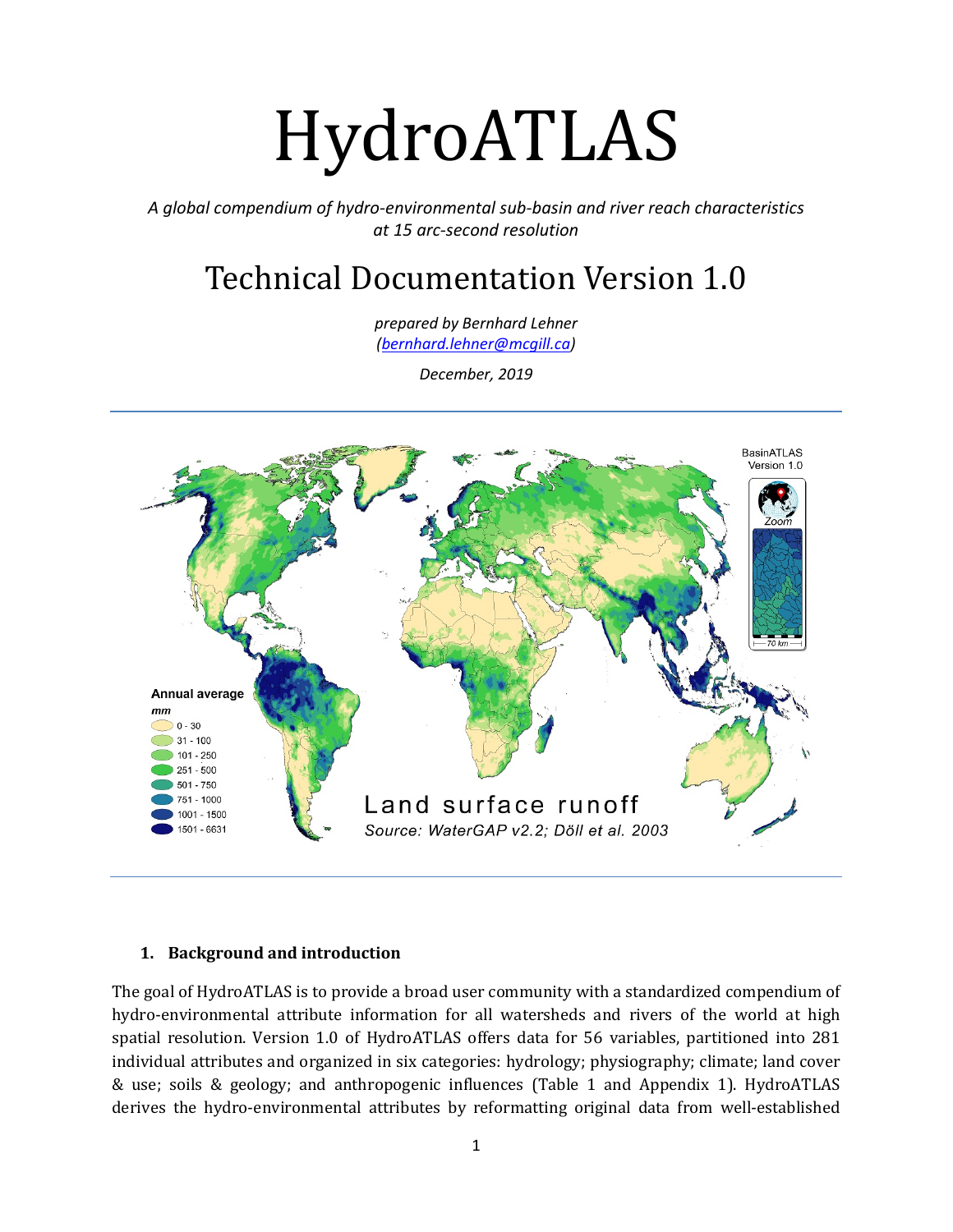# HydroATLAS

*A global compendium of hydro-environmental sub-basin and river reach characteristics at 15 arc-second resolution*

## Technical Documentation Version 1.0

*prepared by Bernhard Lehner*
*(bernhard.lehner@mcgill.ca)*

*December, 2019*

---

### 1. Background and introduction

The goal of HydroATLAS is to provide a broad user community with a standardized compendium of hydro-environmental attribute information for all watersheds and rivers of the world at high spatial resolution. Version 1.0 of HydroATLAS offers data for 56 variables, partitioned into 281 individual attributes and organized in six categories: hydrology; physiography; climate; land cover & use; soils & geology; and anthropogenic influences (Table 1 and Appendix 1). HydroATLAS derives the hydro-environmental attributes by reformatting original data from well-established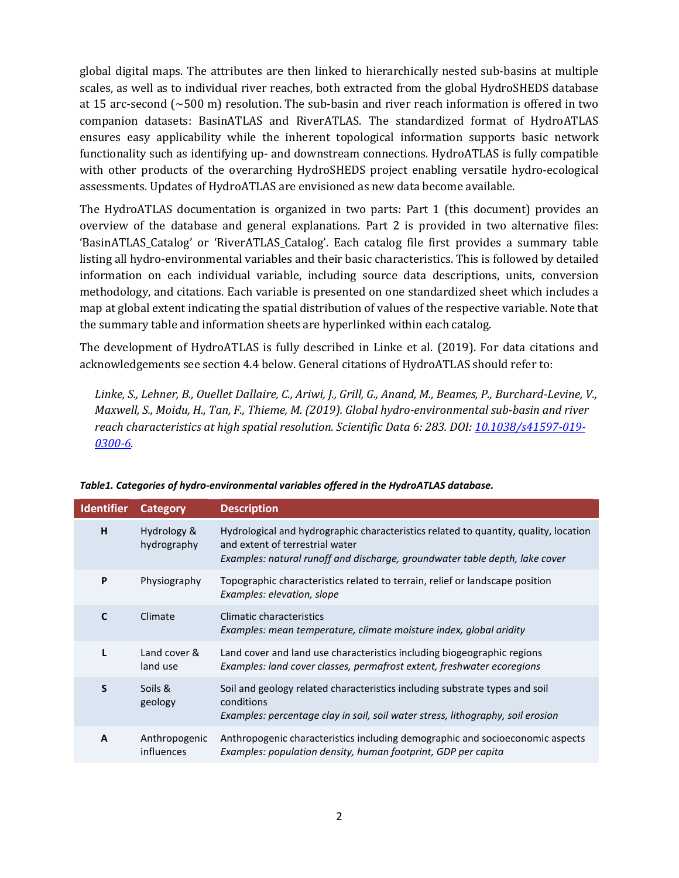global digital maps. The attributes are then linked to hierarchically nested sub-basins at multiple scales, as well as to individual river reaches, both extracted from the global HydroSHEDS database at 15 arc-second (~500 m) resolution. The sub-basin and river reach information is offered in two companion datasets: BasinATLAS and RiverATLAS. The standardized format of HydroATLAS ensures easy applicability while the inherent topological information supports basic network functionality such as identifying up- and downstream connections. HydroATLAS is fully compatible with other products of the overarching HydroSHEDS project enabling versatile hydro-ecological assessments. Updates of HydroATLAS are envisioned as new data become available.

The HydroATLAS documentation is organized in two parts: Part 1 (this document) provides an overview of the database and general explanations. Part 2 is provided in two alternative files: 'BasinATLAS_Catalog' or 'RiverATLAS_Catalog'. Each catalog file first provides a summary table listing all hydro-environmental variables and their basic characteristics. This is followed by detailed information on each individual variable, including source data descriptions, units, conversion methodology, and citations. Each variable is presented on one standardized sheet which includes a map at global extent indicating the spatial distribution of values of the respective variable. Note that the summary table and information sheets are hyperlinked within each catalog.

The development of HydroATLAS is fully described in Linke et al. (2019). For data citations and acknowledgements see section 4.4 below. General citations of HydroATLAS should refer to:

> *Linke, S., Lehner, B., Ouellet Dallaire, C., Ariwi, J., Grill, G., Anand, M., Beames, P., Burchard-Levine, V., Maxwell, S., Moidu, H., Tan, F., Thieme, M. (2019). Global hydro-environmental sub-basin and river reach characteristics at high spatial resolution. Scientific Data 6: 283. DOI: [10.1038/s41597-019-0300-6](https://doi.org/10.1038/s41597-019-0300-6).*

***Table1. Categories of hydro-environmental variables offered in the HydroATLAS database.***

| Identifier | Category | Description |
|---|---|---|
| **H** | Hydrology & hydrography | Hydrological and hydrographic characteristics related to quantity, quality, location and extent of terrestrial water<br>*Examples: natural runoff and discharge, groundwater table depth, lake cover* |
| **P** | Physiography | Topographic characteristics related to terrain, relief or landscape position<br>*Examples: elevation, slope* |
| **C** | Climate | Climatic characteristics<br>*Examples: mean temperature, climate moisture index, global aridity* |
| **L** | Land cover & land use | Land cover and land use characteristics including biogeographic regions<br>*Examples: land cover classes, permafrost extent, freshwater ecoregions* |
| **S** | Soils & geology | Soil and geology related characteristics including substrate types and soil conditions<br>*Examples: percentage clay in soil, soil water stress, lithography, soil erosion* |
| **A** | Anthropogenic influences | Anthropogenic characteristics including demographic and socioeconomic aspects<br>*Examples: population density, human footprint, GDP per capita* |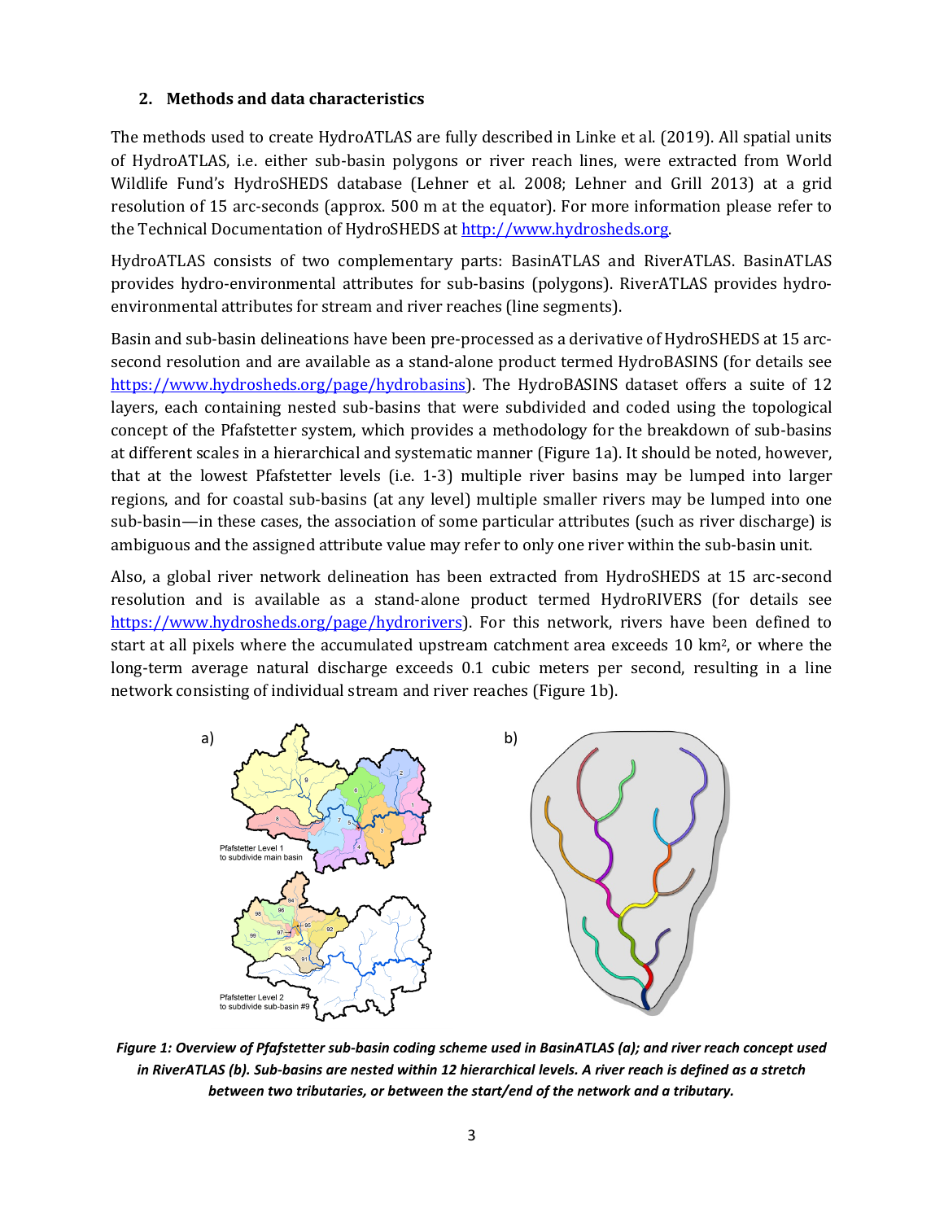## 2. Methods and data characteristics

The methods used to create HydroATLAS are fully described in Linke et al. (2019). All spatial units of HydroATLAS, i.e. either sub-basin polygons or river reach lines, were extracted from World Wildlife Fund's HydroSHEDS database (Lehner et al. 2008; Lehner and Grill 2013) at a grid resolution of 15 arc-seconds (approx. 500 m at the equator). For more information please refer to the Technical Documentation of HydroSHEDS at http://www.hydrosheds.org.

HydroATLAS consists of two complementary parts: BasinATLAS and RiverATLAS. BasinATLAS provides hydro-environmental attributes for sub-basins (polygons). RiverATLAS provides hydro-environmental attributes for stream and river reaches (line segments).

Basin and sub-basin delineations have been pre-processed as a derivative of HydroSHEDS at 15 arc-second resolution and are available as a stand-alone product termed HydroBASINS (for details see https://www.hydrosheds.org/page/hydrobasins). The HydroBASINS dataset offers a suite of 12 layers, each containing nested sub-basins that were subdivided and coded using the topological concept of the Pfafstetter system, which provides a methodology for the breakdown of sub-basins at different scales in a hierarchical and systematic manner (Figure 1a). It should be noted, however, that at the lowest Pfafstetter levels (i.e. 1-3) multiple river basins may be lumped into larger regions, and for coastal sub-basins (at any level) multiple smaller rivers may be lumped into one sub-basin—in these cases, the association of some particular attributes (such as river discharge) is ambiguous and the assigned attribute value may refer to only one river within the sub-basin unit.

Also, a global river network delineation has been extracted from HydroSHEDS at 15 arc-second resolution and is available as a stand-alone product termed HydroRIVERS (for details see https://www.hydrosheds.org/page/hydrorivers). For this network, rivers have been defined to start at all pixels where the accumulated upstream catchment area exceeds 10 km$^2$, or where the long-term average natural discharge exceeds 0.1 cubic meters per second, resulting in a line network consisting of individual stream and river reaches (Figure 1b).

***Figure 1: Overview of Pfafstetter sub-basin coding scheme used in BasinATLAS (a); and river reach concept used in RiverATLAS (b). Sub-basins are nested within 12 hierarchical levels. A river reach is defined as a stretch between two tributaries, or between the start/end of the network and a tributary.***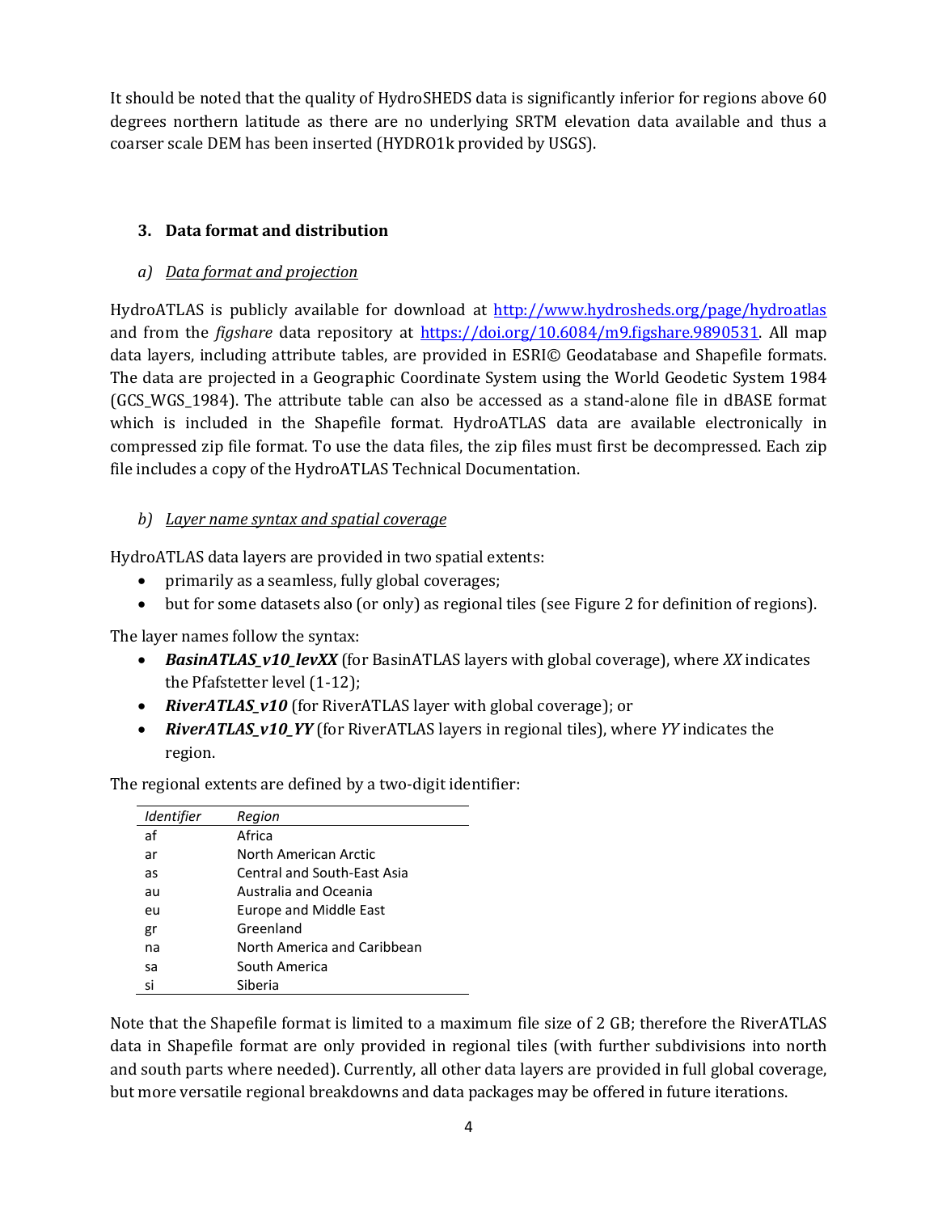It should be noted that the quality of HydroSHEDS data is significantly inferior for regions above 60 degrees northern latitude as there are no underlying SRTM elevation data available and thus a coarser scale DEM has been inserted (HYDRO1k provided by USGS).

## 3. Data format and distribution

### a) *Data format and projection*

HydroATLAS is publicly available for download at [http://www.hydrosheds.org/page/hydroatlas](http://www.hydrosheds.org/page/hydroatlas) and from the *figshare* data repository at [https://doi.org/10.6084/m9.figshare.9890531](https://doi.org/10.6084/m9.figshare.9890531). All map data layers, including attribute tables, are provided in ESRI© Geodatabase and Shapefile formats. The data are projected in a Geographic Coordinate System using the World Geodetic System 1984 (GCS_WGS_1984). The attribute table can also be accessed as a stand-alone file in dBASE format which is included in the Shapefile format. HydroATLAS data are available electronically in compressed zip file format. To use the data files, the zip files must first be decompressed. Each zip file includes a copy of the HydroATLAS Technical Documentation.

### b) *Layer name syntax and spatial coverage*

HydroATLAS data layers are provided in two spatial extents:

- primarily as a seamless, fully global coverages;
- but for some datasets also (or only) as regional tiles (see Figure 2 for definition of regions).

The layer names follow the syntax:

- ***BasinATLAS_v10_levXX*** (for BasinATLAS layers with global coverage), where *XX* indicates the Pfafstetter level (1-12);
- ***RiverATLAS_v10*** (for RiverATLAS layer with global coverage); or
- ***RiverATLAS_v10_YY*** (for RiverATLAS layers in regional tiles), where *YY* indicates the region.

The regional extents are defined by a two-digit identifier:

| *Identifier* | *Region* |
|---|---|
| af | Africa |
| ar | North American Arctic |
| as | Central and South-East Asia |
| au | Australia and Oceania |
| eu | Europe and Middle East |
| gr | Greenland |
| na | North America and Caribbean |
| sa | South America |
| si | Siberia |

Note that the Shapefile format is limited to a maximum file size of 2 GB; therefore the RiverATLAS data in Shapefile format are only provided in regional tiles (with further subdivisions into north and south parts where needed). Currently, all other data layers are provided in full global coverage, but more versatile regional breakdowns and data packages may be offered in future iterations.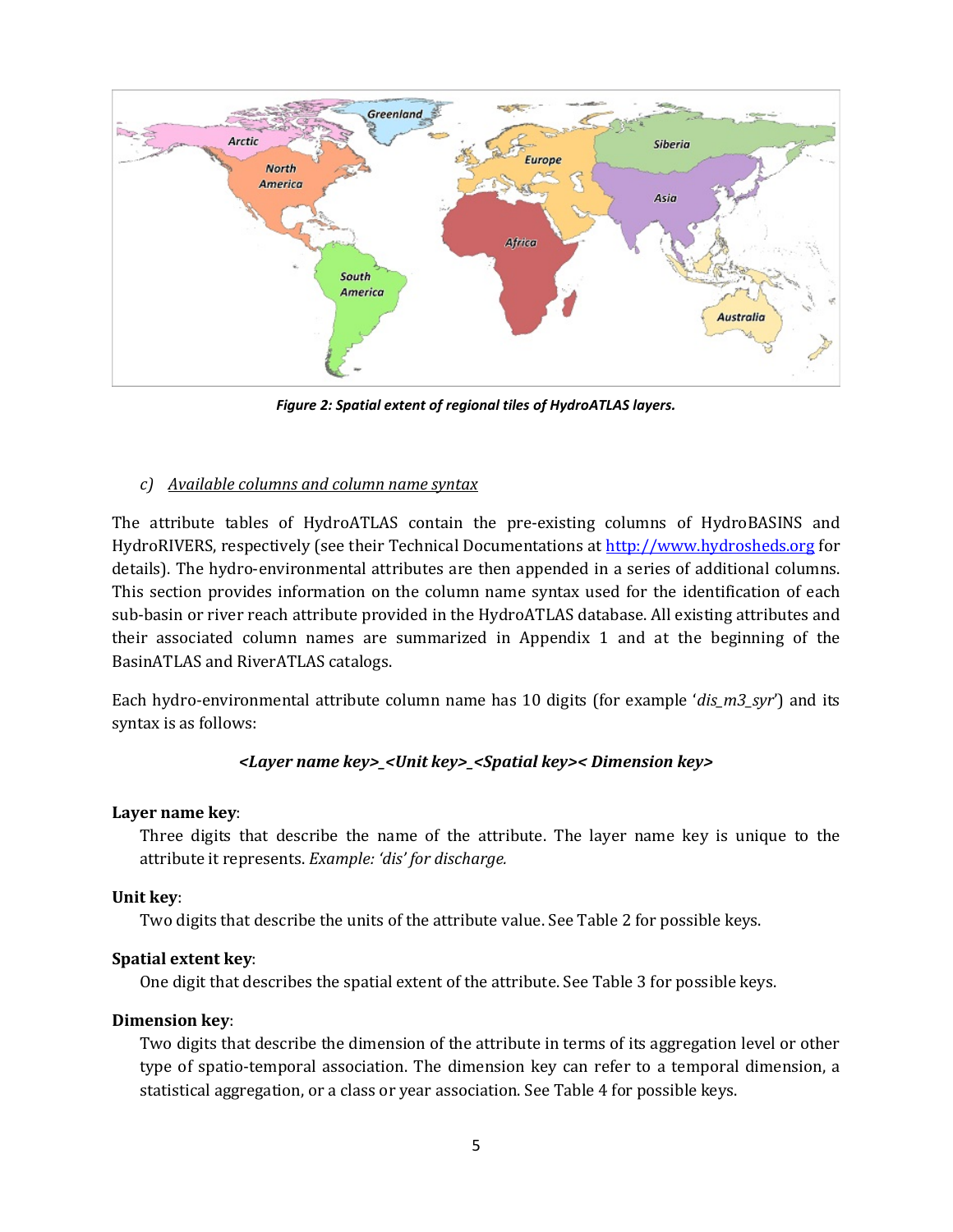Figure 2: Spatial extent of regional tiles of HydroATLAS layers.

### c) Available columns and column name syntax

The attribute tables of HydroATLAS contain the pre-existing columns of HydroBASINS and HydroRIVERS, respectively (see their Technical Documentations at http://www.hydrosheds.org for details). The hydro-environmental attributes are then appended in a series of additional columns. This section provides information on the column name syntax used for the identification of each sub-basin or river reach attribute provided in the HydroATLAS database. All existing attributes and their associated column names are summarized in Appendix 1 and at the beginning of the BasinATLAS and RiverATLAS catalogs.

Each hydro-environmental attribute column name has 10 digits (for example '*dis_m3_syr*') and its syntax is as follows:

***<Layer name key>_<Unit key>_<Spatial key>< Dimension key>***

**Layer name key**:

Three digits that describe the name of the attribute. The layer name key is unique to the attribute it represents. *Example: 'dis' for discharge.*

**Unit key**:

Two digits that describe the units of the attribute value. See Table 2 for possible keys.

**Spatial extent key**:

One digit that describes the spatial extent of the attribute. See Table 3 for possible keys.

**Dimension key**:

Two digits that describe the dimension of the attribute in terms of its aggregation level or other type of spatio-temporal association. The dimension key can refer to a temporal dimension, a statistical aggregation, or a class or year association. See Table 4 for possible keys.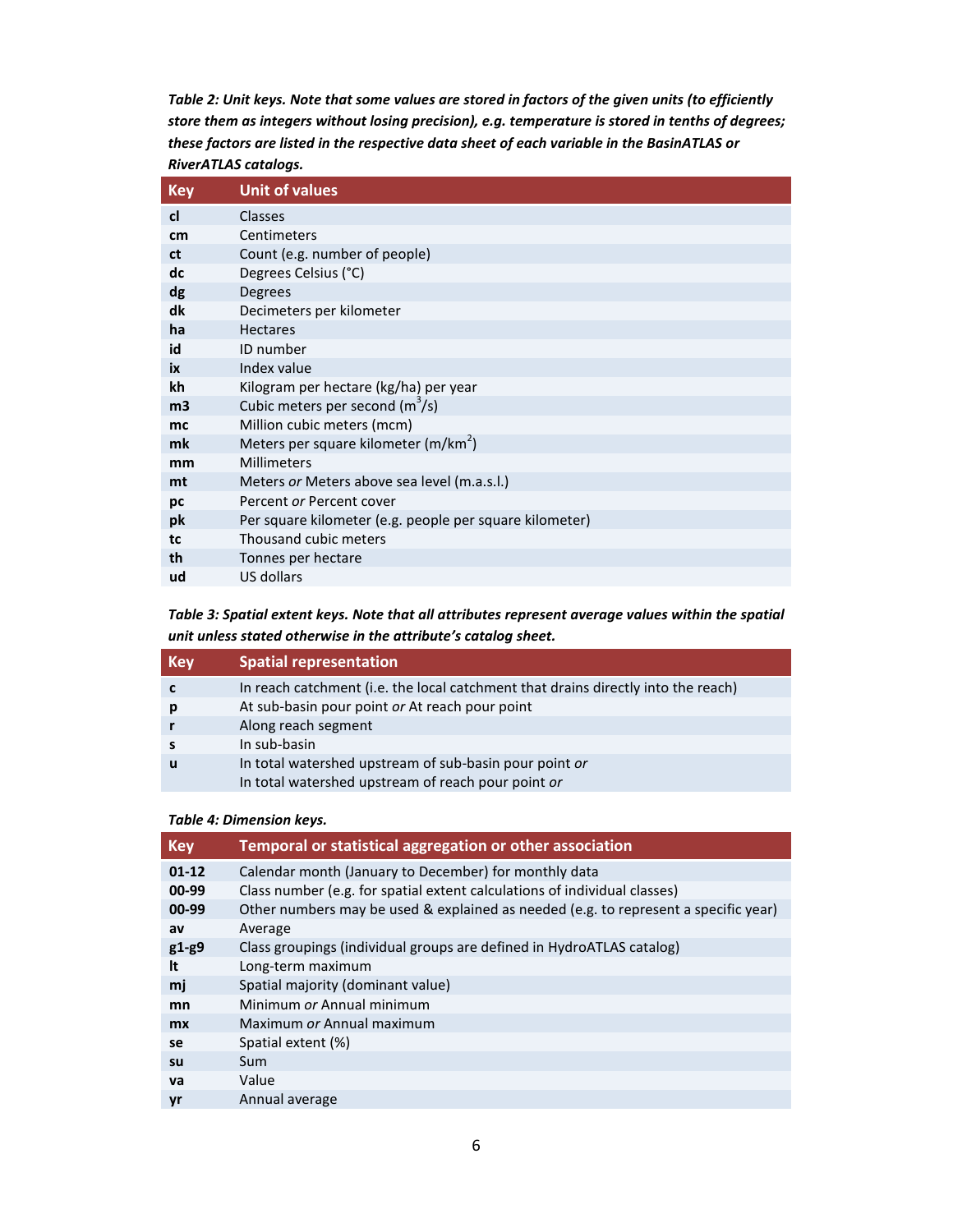***Table 2: Unit keys. Note that some values are stored in factors of the given units (to efficiently store them as integers without losing precision), e.g. temperature is stored in tenths of degrees; these factors are listed in the respective data sheet of each variable in the BasinATLAS or RiverATLAS catalogs.***

| Key | Unit of values |
|---|---|
| **cl** | Classes |
| **cm** | Centimeters |
| **ct** | Count (e.g. number of people) |
| **dc** | Degrees Celsius (°C) |
| **dg** | Degrees |
| **dk** | Decimeters per kilometer |
| **ha** | Hectares |
| **id** | ID number |
| **ix** | Index value |
| **kh** | Kilogram per hectare (kg/ha) per year |
| **m3** | Cubic meters per second ($m^3/s$) |
| **mc** | Million cubic meters (mcm) |
| **mk** | Meters per square kilometer ($m/km^2$) |
| **mm** | Millimeters |
| **mt** | Meters *or* Meters above sea level (m.a.s.l.) |
| **pc** | Percent *or* Percent cover |
| **pk** | Per square kilometer (e.g. people per square kilometer) |
| **tc** | Thousand cubic meters |
| **th** | Tonnes per hectare |
| **ud** | US dollars |

***Table 3: Spatial extent keys. Note that all attributes represent average values within the spatial unit unless stated otherwise in the attribute's catalog sheet.***

| Key | Spatial representation |
|---|---|
| **c** | In reach catchment (i.e. the local catchment that drains directly into the reach) |
| **p** | At sub-basin pour point *or* At reach pour point |
| **r** | Along reach segment |
| **s** | In sub-basin |
| **u** | In total watershed upstream of sub-basin pour point *or* In total watershed upstream of reach pour point *or* |

***Table 4: Dimension keys.***

| Key | Temporal or statistical aggregation or other association |
|---|---|
| **01-12** | Calendar month (January to December) for monthly data |
| **00-99** | Class number (e.g. for spatial extent calculations of individual classes) |
| **00-99** | Other numbers may be used & explained as needed (e.g. to represent a specific year) |
| **av** | Average |
| **g1-g9** | Class groupings (individual groups are defined in HydroATLAS catalog) |
| **lt** | Long-term maximum |
| **mj** | Spatial majority (dominant value) |
| **mn** | Minimum *or* Annual minimum |
| **mx** | Maximum *or* Annual maximum |
| **se** | Spatial extent (%) |
| **su** | Sum |
| **va** | Value |
| **yr** | Annual average |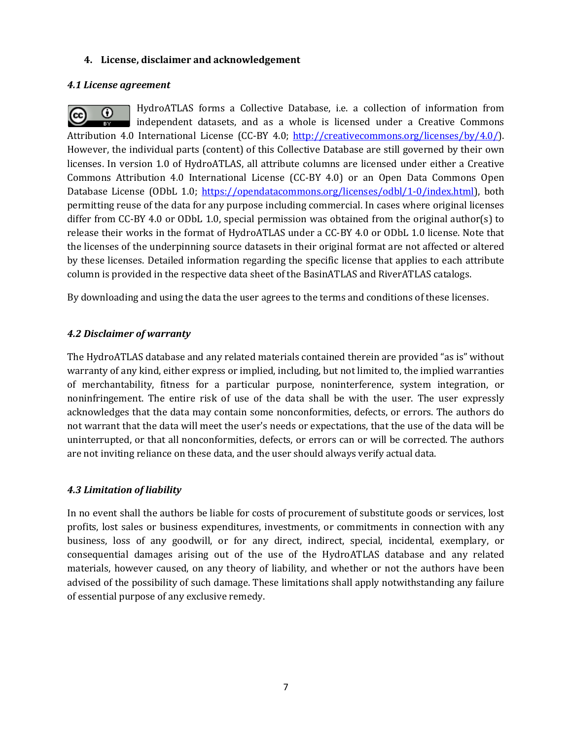## 4. License, disclaimer and acknowledgement

### *4.1 License agreement*

HydroATLAS forms a Collective Database, i.e. a collection of information from independent datasets, and as a whole is licensed under a Creative Commons Attribution 4.0 International License (CC-BY 4.0; http://creativecommons.org/licenses/by/4.0/). However, the individual parts (content) of this Collective Database are still governed by their own licenses. In version 1.0 of HydroATLAS, all attribute columns are licensed under either a Creative Commons Attribution 4.0 International License (CC-BY 4.0) or an Open Data Commons Open Database License (ODbL 1.0; https://opendatacommons.org/licenses/odbl/1-0/index.html), both permitting reuse of the data for any purpose including commercial. In cases where original licenses differ from CC-BY 4.0 or ODbL 1.0, special permission was obtained from the original author(s) to release their works in the format of HydroATLAS under a CC-BY 4.0 or ODbL 1.0 license. Note that the licenses of the underpinning source datasets in their original format are not affected or altered by these licenses. Detailed information regarding the specific license that applies to each attribute column is provided in the respective data sheet of the BasinATLAS and RiverATLAS catalogs.

By downloading and using the data the user agrees to the terms and conditions of these licenses.

### *4.2 Disclaimer of warranty*

The HydroATLAS database and any related materials contained therein are provided "as is" without warranty of any kind, either express or implied, including, but not limited to, the implied warranties of merchantability, fitness for a particular purpose, noninterference, system integration, or noninfringement. The entire risk of use of the data shall be with the user. The user expressly acknowledges that the data may contain some nonconformities, defects, or errors. The authors do not warrant that the data will meet the user's needs or expectations, that the use of the data will be uninterrupted, or that all nonconformities, defects, or errors can or will be corrected. The authors are not inviting reliance on these data, and the user should always verify actual data.

### *4.3 Limitation of liability*

In no event shall the authors be liable for costs of procurement of substitute goods or services, lost profits, lost sales or business expenditures, investments, or commitments in connection with any business, loss of any goodwill, or for any direct, indirect, special, incidental, exemplary, or consequential damages arising out of the use of the HydroATLAS database and any related materials, however caused, on any theory of liability, and whether or not the authors have been advised of the possibility of such damage. These limitations shall apply notwithstanding any failure of essential purpose of any exclusive remedy.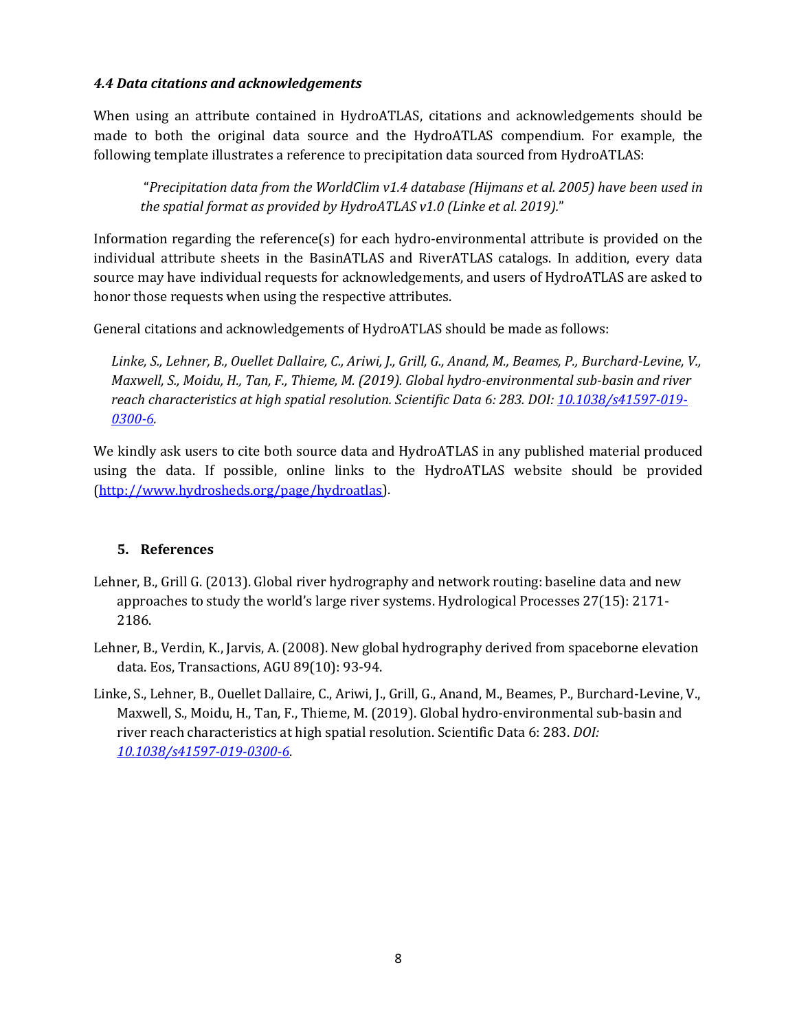### *4.4 Data citations and acknowledgements*

When using an attribute contained in HydroATLAS, citations and acknowledgements should be made to both the original data source and the HydroATLAS compendium. For example, the following template illustrates a reference to precipitation data sourced from HydroATLAS:

> "*Precipitation data from the WorldClim v1.4 database (Hijmans et al. 2005) have been used in the spatial format as provided by HydroATLAS v1.0 (Linke et al. 2019).*"

Information regarding the reference(s) for each hydro-environmental attribute is provided on the individual attribute sheets in the BasinATLAS and RiverATLAS catalogs. In addition, every data source may have individual requests for acknowledgements, and users of HydroATLAS are asked to honor those requests when using the respective attributes.

General citations and acknowledgements of HydroATLAS should be made as follows:

> *Linke, S., Lehner, B., Ouellet Dallaire, C., Ariwi, J., Grill, G., Anand, M., Beames, P., Burchard-Levine, V., Maxwell, S., Moidu, H., Tan, F., Thieme, M. (2019). Global hydro-environmental sub-basin and river reach characteristics at high spatial resolution. Scientific Data 6: 283. DOI: [10.1038/s41597-019-0300-6](https://doi.org/10.1038/s41597-019-0300-6).*

We kindly ask users to cite both source data and HydroATLAS in any published material produced using the data. If possible, online links to the HydroATLAS website should be provided ([http://www.hydrosheds.org/page/hydroatlas](http://www.hydrosheds.org/page/hydroatlas)).

## 5. References

Lehner, B., Grill G. (2013). Global river hydrography and network routing: baseline data and new approaches to study the world's large river systems. Hydrological Processes 27(15): 2171-2186.

Lehner, B., Verdin, K., Jarvis, A. (2008). New global hydrography derived from spaceborne elevation data. Eos, Transactions, AGU 89(10): 93-94.

Linke, S., Lehner, B., Ouellet Dallaire, C., Ariwi, J., Grill, G., Anand, M., Beames, P., Burchard-Levine, V., Maxwell, S., Moidu, H., Tan, F., Thieme, M. (2019). Global hydro-environmental sub-basin and river reach characteristics at high spatial resolution. Scientific Data 6: 283. *DOI: [10.1038/s41597-019-0300-6](https://doi.org/10.1038/s41597-019-0300-6)*.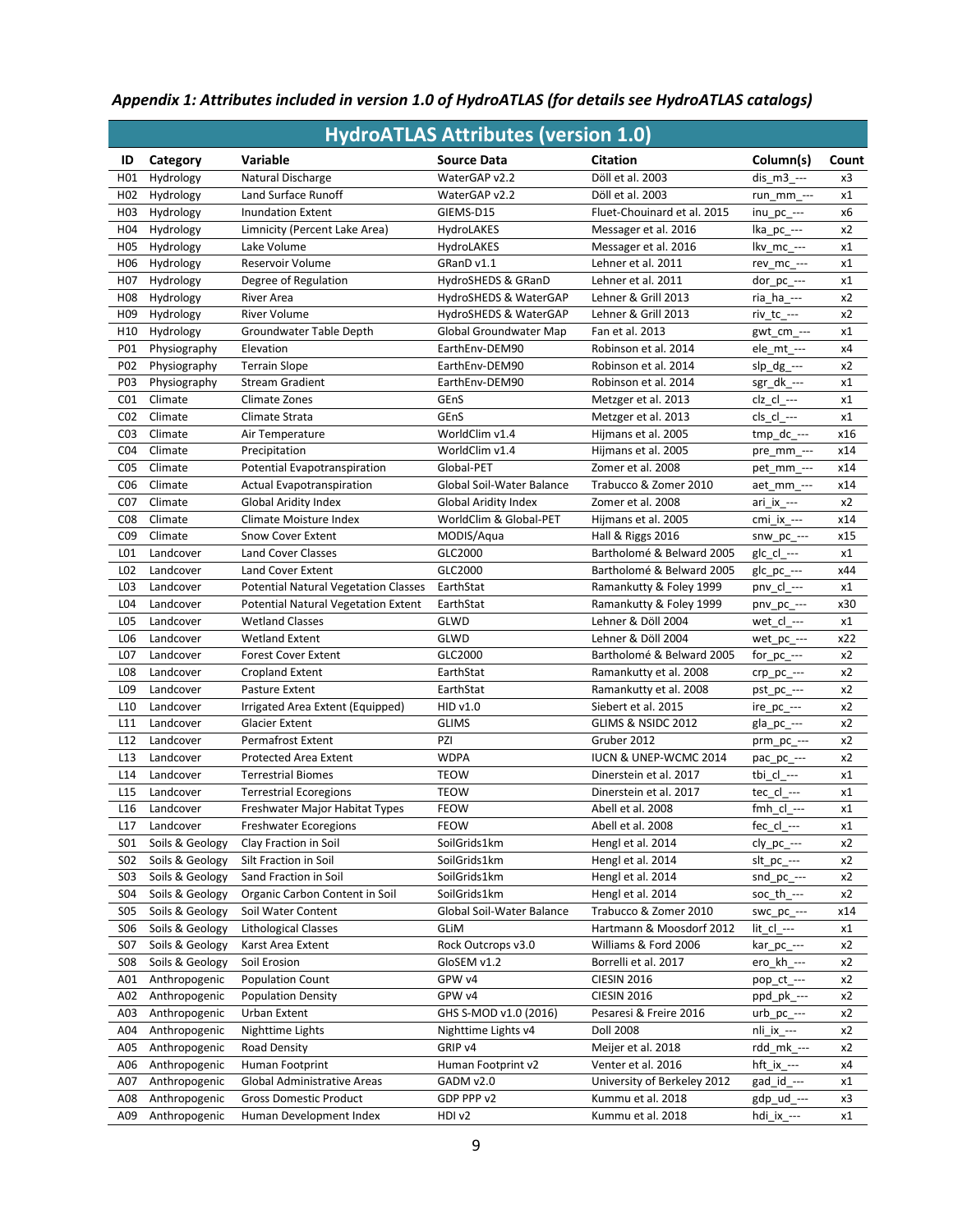*Appendix 1: Attributes included in version 1.0 of HydroATLAS (for details see HydroATLAS catalogs)*

| HydroATLAS Attributes (version 1.0) | | | | | | |
|---|---|---|---|---|---|---|
| **ID** | **Category** | **Variable** | **Source Data** | **Citation** | **Column(s)** | **Count** |
| H01 | Hydrology | Natural Discharge | WaterGAP v2.2 | Döll et al. 2003 | dis_m3_--- | x3 |
| H02 | Hydrology | Land Surface Runoff | WaterGAP v2.2 | Döll et al. 2003 | run_mm_--- | x1 |
| H03 | Hydrology | Inundation Extent | GIEMS-D15 | Fluet-Chouinard et al. 2015 | inu_pc_--- | x6 |
| H04 | Hydrology | Limnicity (Percent Lake Area) | HydroLAKES | Messager et al. 2016 | lka_pc_--- | x2 |
| H05 | Hydrology | Lake Volume | HydroLAKES | Messager et al. 2016 | lkv_mc_--- | x1 |
| H06 | Hydrology | Reservoir Volume | GRanD v1.1 | Lehner et al. 2011 | rev_mc_--- | x1 |
| H07 | Hydrology | Degree of Regulation | HydroSHEDS & GRanD | Lehner et al. 2011 | dor_pc_--- | x1 |
| H08 | Hydrology | River Area | HydroSHEDS & WaterGAP | Lehner & Grill 2013 | ria_ha_--- | x2 |
| H09 | Hydrology | River Volume | HydroSHEDS & WaterGAP | Lehner & Grill 2013 | riv_tc_--- | x2 |
| H10 | Hydrology | Groundwater Table Depth | Global Groundwater Map | Fan et al. 2013 | gwt_cm_--- | x1 |
| P01 | Physiography | Elevation | EarthEnv-DEM90 | Robinson et al. 2014 | ele_mt_--- | x4 |
| P02 | Physiography | Terrain Slope | EarthEnv-DEM90 | Robinson et al. 2014 | slp_dg_--- | x2 |
| P03 | Physiography | Stream Gradient | EarthEnv-DEM90 | Robinson et al. 2014 | sgr_dk_--- | x1 |
| C01 | Climate | Climate Zones | GEnS | Metzger et al. 2013 | clz_cl_--- | x1 |
| C02 | Climate | Climate Strata | GEnS | Metzger et al. 2013 | cls_cl_--- | x1 |
| C03 | Climate | Air Temperature | WorldClim v1.4 | Hijmans et al. 2005 | tmp_dc_--- | x16 |
| C04 | Climate | Precipitation | WorldClim v1.4 | Hijmans et al. 2005 | pre_mm_--- | x14 |
| C05 | Climate | Potential Evapotranspiration | Global-PET | Zomer et al. 2008 | pet_mm_--- | x14 |
| C06 | Climate | Actual Evapotranspiration | Global Soil-Water Balance | Trabucco & Zomer 2010 | aet_mm_--- | x14 |
| C07 | Climate | Global Aridity Index | Global Aridity Index | Zomer et al. 2008 | ari_ix_--- | x2 |
| C08 | Climate | Climate Moisture Index | WorldClim & Global-PET | Hijmans et al. 2005 | cmi_ix_--- | x14 |
| C09 | Climate | Snow Cover Extent | MODIS/Aqua | Hall & Riggs 2016 | snw_pc_--- | x15 |
| L01 | Landcover | Land Cover Classes | GLC2000 | Bartholomé & Belward 2005 | glc_cl_--- | x1 |
| L02 | Landcover | Land Cover Extent | GLC2000 | Bartholomé & Belward 2005 | glc_pc_--- | x44 |
| L03 | Landcover | Potential Natural Vegetation Classes | EarthStat | Ramankutty & Foley 1999 | pnv_cl_--- | x1 |
| L04 | Landcover | Potential Natural Vegetation Extent | EarthStat | Ramankutty & Foley 1999 | pnv_pc_--- | x30 |
| L05 | Landcover | Wetland Classes | GLWD | Lehner & Döll 2004 | wet_cl_--- | x1 |
| L06 | Landcover | Wetland Extent | GLWD | Lehner & Döll 2004 | wet_pc_--- | x22 |
| L07 | Landcover | Forest Cover Extent | GLC2000 | Bartholomé & Belward 2005 | for_pc_--- | x2 |
| L08 | Landcover | Cropland Extent | EarthStat | Ramankutty et al. 2008 | crp_pc_--- | x2 |
| L09 | Landcover | Pasture Extent | EarthStat | Ramankutty et al. 2008 | pst_pc_--- | x2 |
| L10 | Landcover | Irrigated Area Extent (Equipped) | HID v1.0 | Siebert et al. 2015 | ire_pc_--- | x2 |
| L11 | Landcover | Glacier Extent | GLIMS | GLIMS & NSIDC 2012 | gla_pc_--- | x2 |
| L12 | Landcover | Permafrost Extent | PZI | Gruber 2012 | prm_pc_--- | x2 |
| L13 | Landcover | Protected Area Extent | WDPA | IUCN & UNEP-WCMC 2014 | pac_pc_--- | x2 |
| L14 | Landcover | Terrestrial Biomes | TEOW | Dinerstein et al. 2017 | tbi_cl_--- | x1 |
| L15 | Landcover | Terrestrial Ecoregions | TEOW | Dinerstein et al. 2017 | tec_cl_--- | x1 |
| L16 | Landcover | Freshwater Major Habitat Types | FEOW | Abell et al. 2008 | fmh_cl_--- | x1 |
| L17 | Landcover | Freshwater Ecoregions | FEOW | Abell et al. 2008 | fec_cl_--- | x1 |
| S01 | Soils & Geology | Clay Fraction in Soil | SoilGrids1km | Hengl et al. 2014 | cly_pc_--- | x2 |
| S02 | Soils & Geology | Silt Fraction in Soil | SoilGrids1km | Hengl et al. 2014 | slt_pc_--- | x2 |
| S03 | Soils & Geology | Sand Fraction in Soil | SoilGrids1km | Hengl et al. 2014 | snd_pc_--- | x2 |
| S04 | Soils & Geology | Organic Carbon Content in Soil | SoilGrids1km | Hengl et al. 2014 | soc_th_--- | x2 |
| S05 | Soils & Geology | Soil Water Content | Global Soil-Water Balance | Trabucco & Zomer 2010 | swc_pc_--- | x14 |
| S06 | Soils & Geology | Lithological Classes | GLiM | Hartmann & Moosdorf 2012 | lit_cl_--- | x1 |
| S07 | Soils & Geology | Karst Area Extent | Rock Outcrops v3.0 | Williams & Ford 2006 | kar_pc_--- | x2 |
| S08 | Soils & Geology | Soil Erosion | GloSEM v1.2 | Borrelli et al. 2017 | ero_kh_--- | x2 |
| A01 | Anthropogenic | Population Count | GPW v4 | CIESIN 2016 | pop_ct_--- | x2 |
| A02 | Anthropogenic | Population Density | GPW v4 | CIESIN 2016 | ppd_pk_--- | x2 |
| A03 | Anthropogenic | Urban Extent | GHS S-MOD v1.0 (2016) | Pesaresi & Freire 2016 | urb_pc_--- | x2 |
| A04 | Anthropogenic | Nighttime Lights | Nighttime Lights v4 | Doll 2008 | nli_ix_--- | x2 |
| A05 | Anthropogenic | Road Density | GRIP v4 | Meijer et al. 2018 | rdd_mk_--- | x2 |
| A06 | Anthropogenic | Human Footprint | Human Footprint v2 | Venter et al. 2016 | hft_ix_--- | x4 |
| A07 | Anthropogenic | Global Administrative Areas | GADM v2.0 | University of Berkeley 2012 | gad_id_--- | x1 |
| A08 | Anthropogenic | Gross Domestic Product | GDP PPP v2 | Kummu et al. 2018 | gdp_ud_--- | x3 |
| A09 | Anthropogenic | Human Development Index | HDI v2 | Kummu et al. 2018 | hdi_ix_--- | x1 |